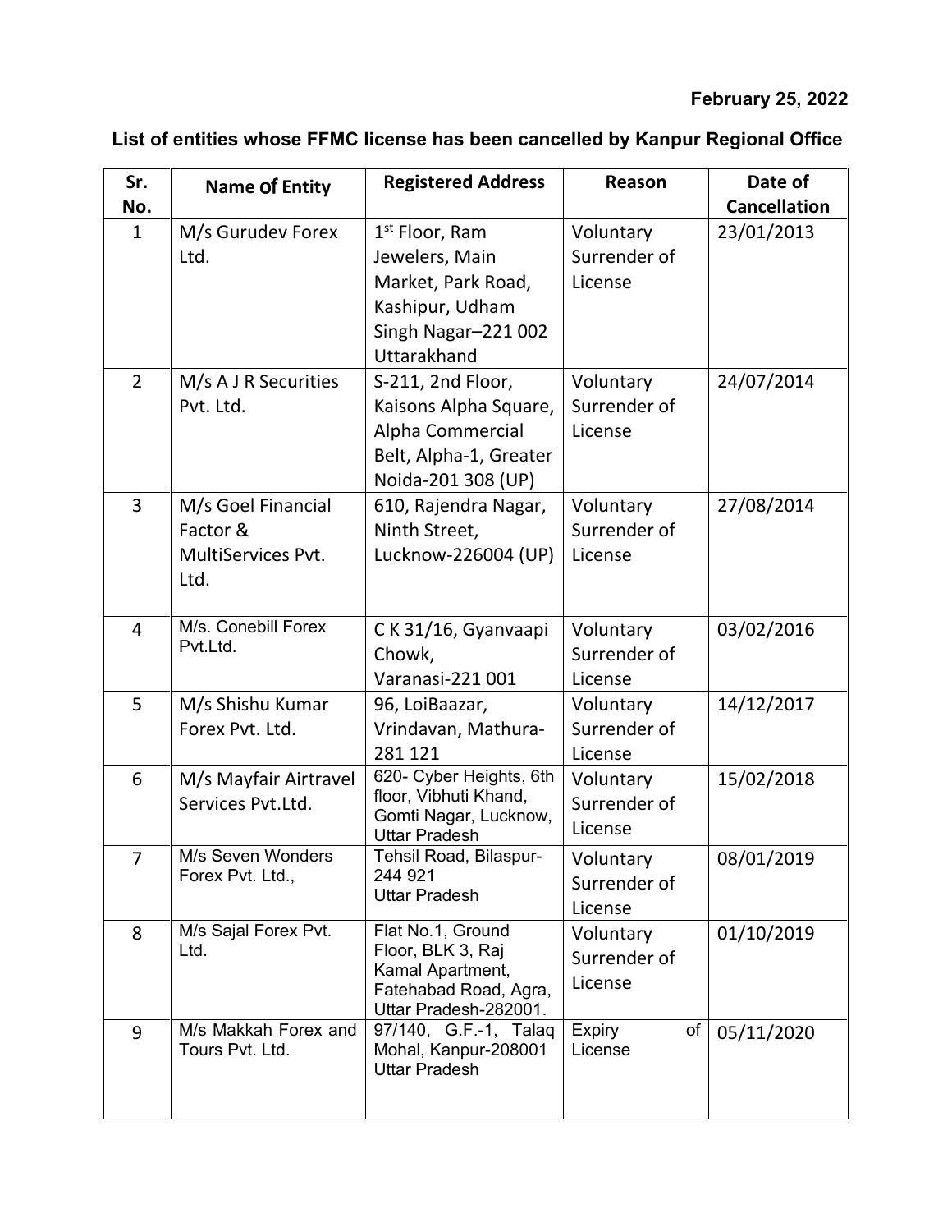**February 25, 2022**

**List of entities whose FFMC license has been cancelled by Kanpur Regional Office**

| Sr. No. | Name of Entity | Registered Address | Reason | Date of Cancellation |
|---|---|---|---|---|
| 1 | M/s Gurudev Forex Ltd. | 1st Floor, Ram Jewelers, Main Market, Park Road, Kashipur, Udham Singh Nagar–221 002 Uttarakhand | Voluntary Surrender of License | 23/01/2013 |
| 2 | M/s A J R Securities Pvt. Ltd. | S-211, 2nd Floor, Kaisons Alpha Square, Alpha Commercial Belt, Alpha-1, Greater Noida-201 308 (UP) | Voluntary Surrender of License | 24/07/2014 |
| 3 | M/s Goel Financial Factor & MultiServices Pvt. Ltd. | 610, Rajendra Nagar, Ninth Street, Lucknow-226004 (UP) | Voluntary Surrender of License | 27/08/2014 |
| 4 | M/s. Conebill Forex Pvt.Ltd. | C K 31/16, Gyanvaapi Chowk, Varanasi-221 001 | Voluntary Surrender of License | 03/02/2016 |
| 5 | M/s Shishu Kumar Forex Pvt. Ltd. | 96, LoiBaazar, Vrindavan, Mathura-281 121 | Voluntary Surrender of License | 14/12/2017 |
| 6 | M/s Mayfair Airtravel Services Pvt.Ltd. | 620- Cyber Heights, 6th floor, Vibhuti Khand, Gomti Nagar, Lucknow, Uttar Pradesh | Voluntary Surrender of License | 15/02/2018 |
| 7 | M/s Seven Wonders Forex Pvt. Ltd., | Tehsil Road, Bilaspur-244 921 Uttar Pradesh | Voluntary Surrender of License | 08/01/2019 |
| 8 | M/s Sajal Forex Pvt. Ltd. | Flat No.1, Ground Floor, BLK 3, Raj Kamal Apartment, Fatehabad Road, Agra, Uttar Pradesh-282001. | Voluntary Surrender of License | 01/10/2019 |
| 9 | M/s Makkah Forex and Tours Pvt. Ltd. | 97/140, G.F.-1, Talaq Mohal, Kanpur-208001 Uttar Pradesh | Expiry of License | 05/11/2020 |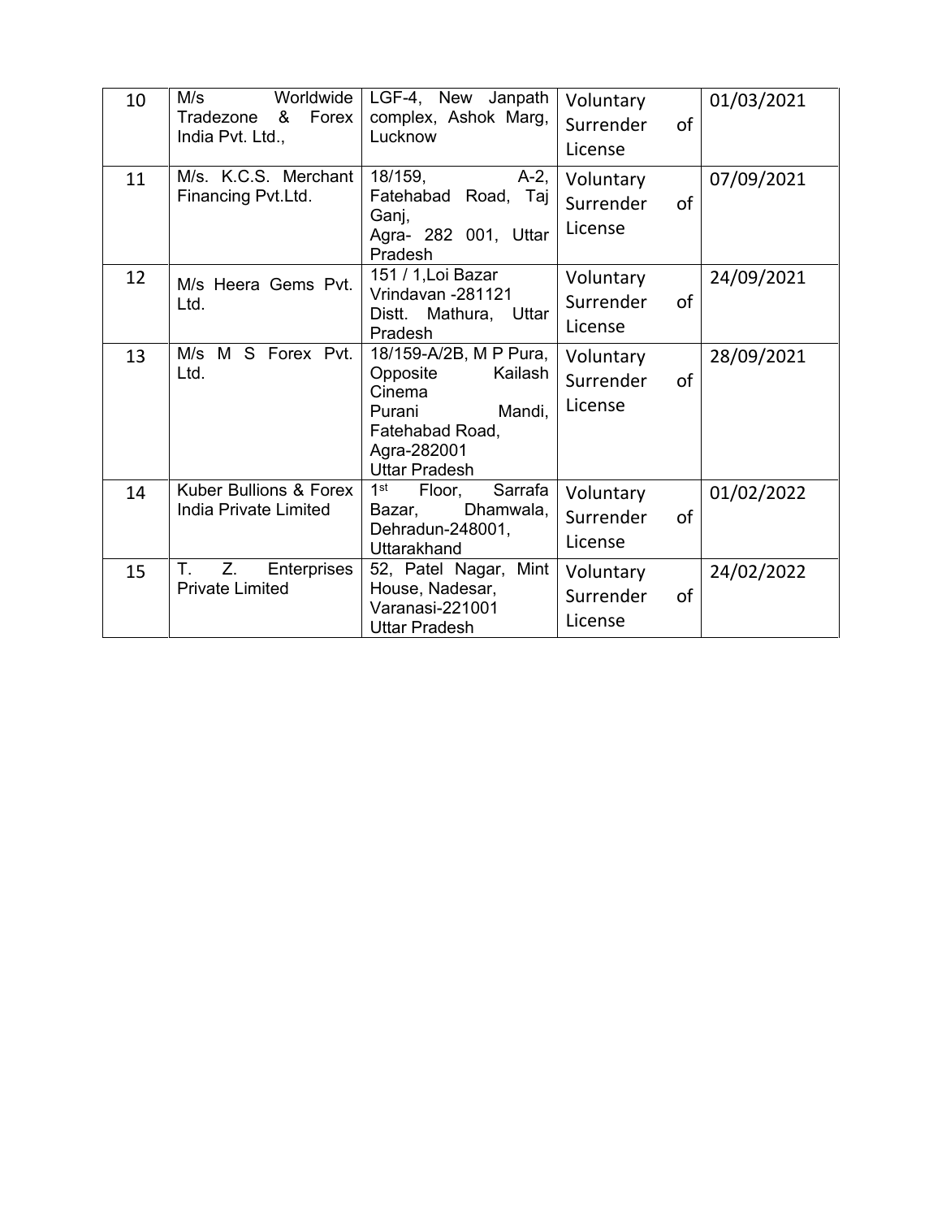| | | | | |
|---|---|---|---|---|
| 10 | M/s Worldwide Tradezone & Forex India Pvt. Ltd., | LGF-4, New Janpath complex, Ashok Marg, Lucknow | Voluntary Surrender of License | 01/03/2021 |
| 11 | M/s. K.C.S. Merchant Financing Pvt.Ltd. | 18/159, A-2, Fatehabad Road, Taj Ganj, Agra- 282 001, Uttar Pradesh | Voluntary Surrender of License | 07/09/2021 |
| 12 | M/s Heera Gems Pvt. Ltd. | 151 / 1,Loi Bazar Vrindavan -281121 Distt. Mathura, Uttar Pradesh | Voluntary Surrender of License | 24/09/2021 |
| 13 | M/s M S Forex Pvt. Ltd. | 18/159-A/2B, M P Pura, Opposite Kailash Cinema Purani Mandi, Fatehabad Road, Agra-282001 Uttar Pradesh | Voluntary Surrender of License | 28/09/2021 |
| 14 | Kuber Bullions & Forex India Private Limited | 1st Floor, Sarrafa Bazar, Dhamwala, Dehradun-248001, Uttarakhand | Voluntary Surrender of License | 01/02/2022 |
| 15 | T. Z. Enterprises Private Limited | 52, Patel Nagar, Mint House, Nadesar, Varanasi-221001 Uttar Pradesh | Voluntary Surrender of License | 24/02/2022 |